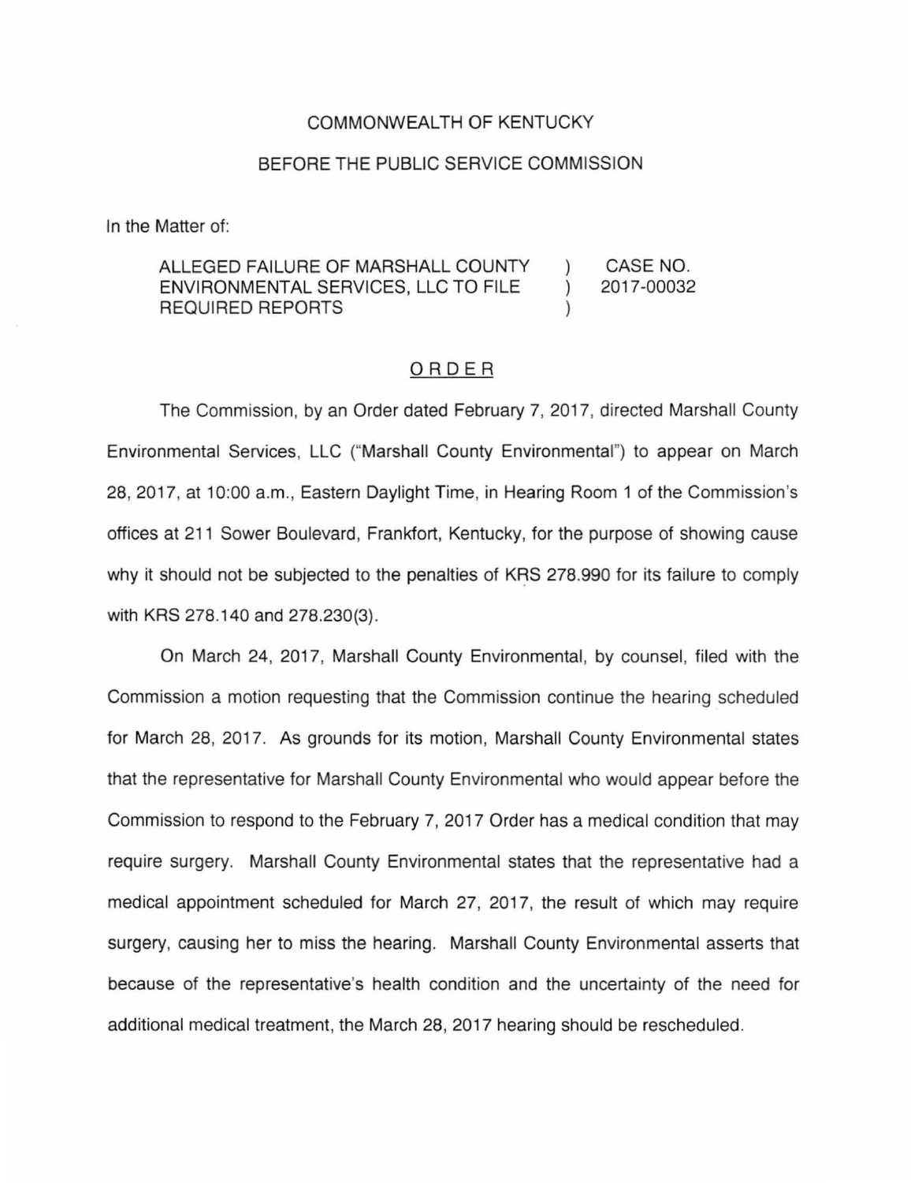COMMONWEALTH OF KENTUCKY

BEFORE THE PUBLIC SERVICE COMMISSION

In the Matter of:

| | | |
|---|---|---|
| ALLEGED FAILURE OF MARSHALL COUNTY ENVIRONMENTAL SERVICES, LLC TO FILE REQUIRED REPORTS | ) ) ) | CASE NO. 2017-00032 |

## ORDER

The Commission, by an Order dated February 7, 2017, directed Marshall County Environmental Services, LLC ("Marshall County Environmental") to appear on March 28, 2017, at 10:00 a.m., Eastern Daylight Time, in Hearing Room 1 of the Commission's offices at 211 Sower Boulevard, Frankfort, Kentucky, for the purpose of showing cause why it should not be subjected to the penalties of KRS 278.990 for its failure to comply with KRS 278.140 and 278.230(3).

On March 24, 2017, Marshall County Environmental, by counsel, filed with the Commission a motion requesting that the Commission continue the hearing scheduled for March 28, 2017. As grounds for its motion, Marshall County Environmental states that the representative for Marshall County Environmental who would appear before the Commission to respond to the February 7, 2017 Order has a medical condition that may require surgery. Marshall County Environmental states that the representative had a medical appointment scheduled for March 27, 2017, the result of which may require surgery, causing her to miss the hearing. Marshall County Environmental asserts that because of the representative's health condition and the uncertainty of the need for additional medical treatment, the March 28, 2017 hearing should be rescheduled.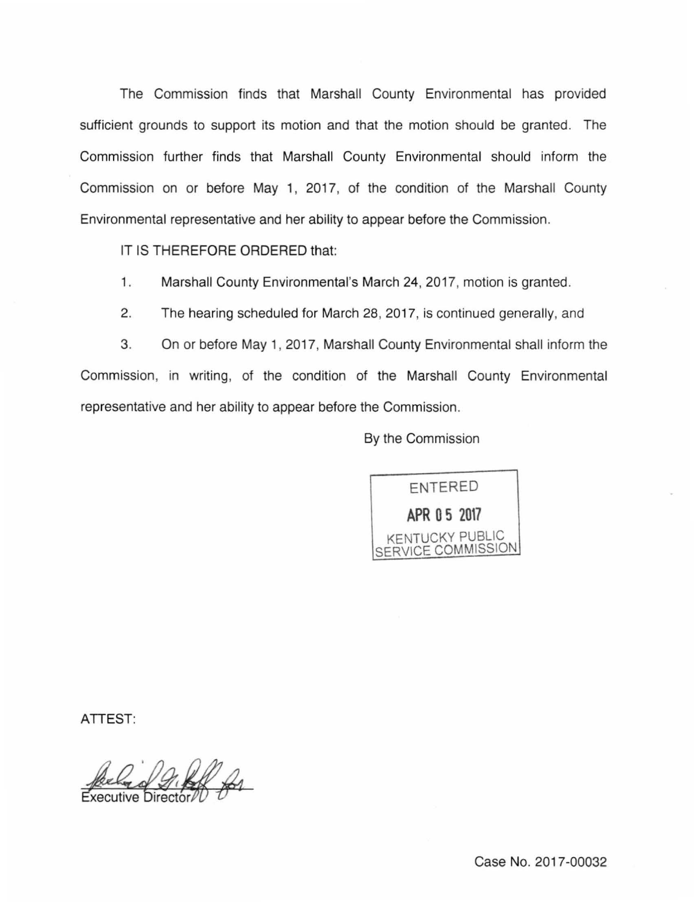The Commission finds that Marshall County Environmental has provided sufficient grounds to support its motion and that the motion should be granted. The Commission further finds that Marshall County Environmental should inform the Commission on or before May 1, 2017, of the condition of the Marshall County Environmental representative and her ability to appear before the Commission.

IT IS THEREFORE ORDERED that:

1. Marshall County Environmental's March 24, 2017, motion is granted.

2. The hearing scheduled for March 28, 2017, is continued generally, and

3. On or before May 1, 2017, Marshall County Environmental shall inform the Commission, in writing, of the condition of the Marshall County Environmental representative and her ability to appear before the Commission.

By the Commission

ENTERED
APR 05 2017
KENTUCKY PUBLIC SERVICE COMMISSION

ATTEST:

Executive Director

Case No. 2017-00032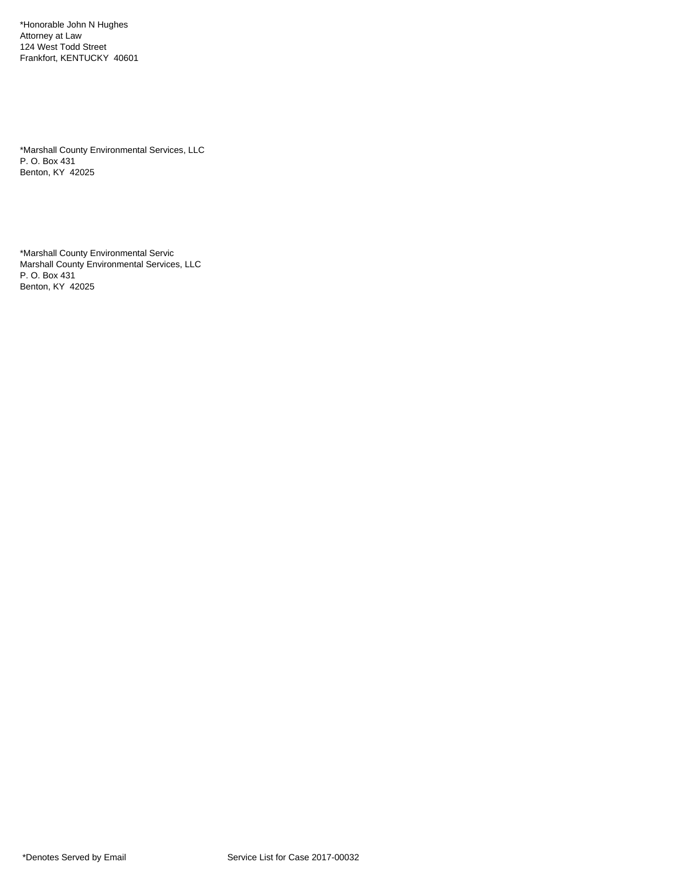*Honorable John N Hughes
Attorney at Law
124 West Todd Street
Frankfort, KENTUCKY  40601

*Marshall County Environmental Services, LLC
P. O. Box 431
Benton, KY  42025

*Marshall County Environmental Servic
Marshall County Environmental Services, LLC
P. O. Box 431
Benton, KY  42025